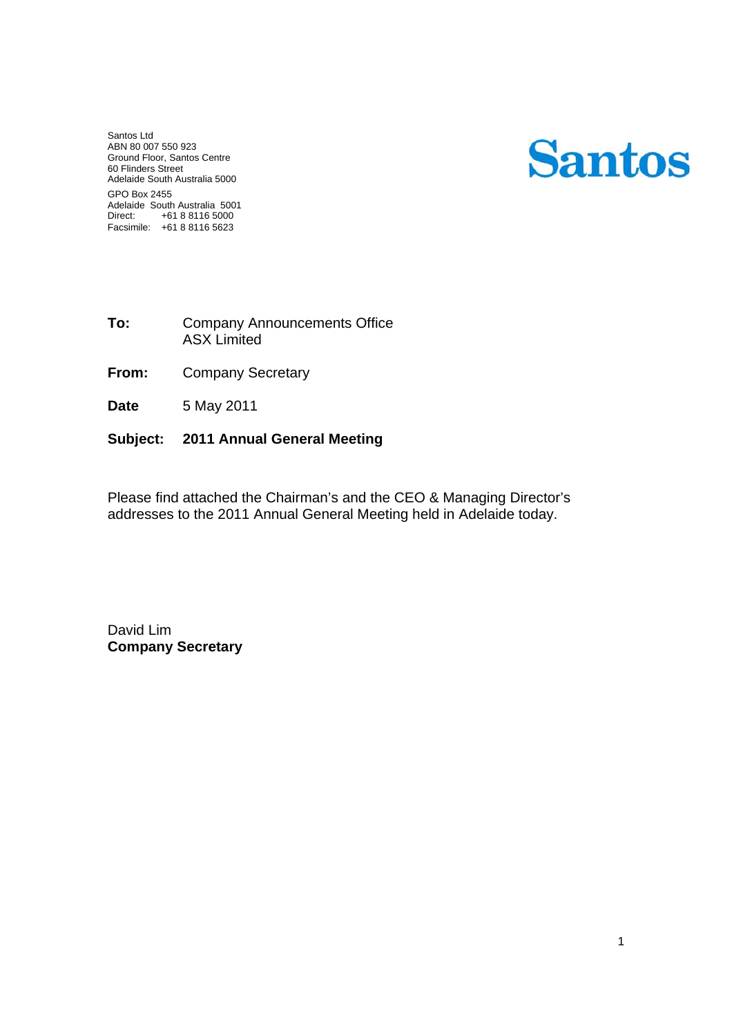Santos Ltd
ABN 80 007 550 923
Ground Floor, Santos Centre
60 Flinders Street
Adelaide South Australia 5000

GPO Box 2455
Adelaide South Australia 5001
Direct: +61 8 8116 5000
Facsimile: +61 8 8116 5623

**Santos**

**To:** Company Announcements Office
ASX Limited

**From:** Company Secretary

**Date** 5 May 2011

**Subject: 2011 Annual General Meeting**

Please find attached the Chairman's and the CEO & Managing Director's addresses to the 2011 Annual General Meeting held in Adelaide today.

David Lim
**Company Secretary**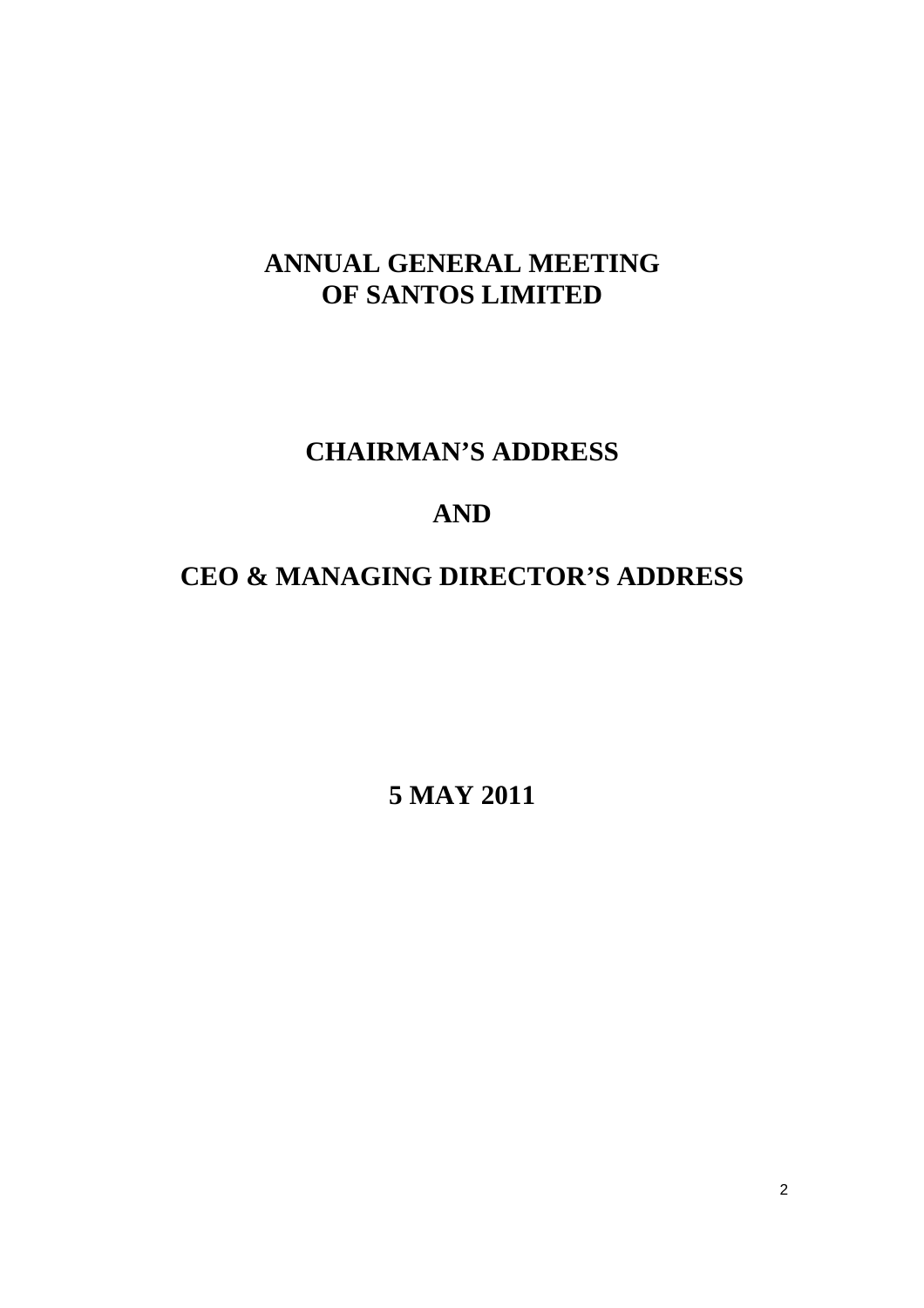# ANNUAL GENERAL MEETING
# OF SANTOS LIMITED

## CHAIRMAN'S ADDRESS

## AND

## CEO & MANAGING DIRECTOR'S ADDRESS

**5 MAY 2011**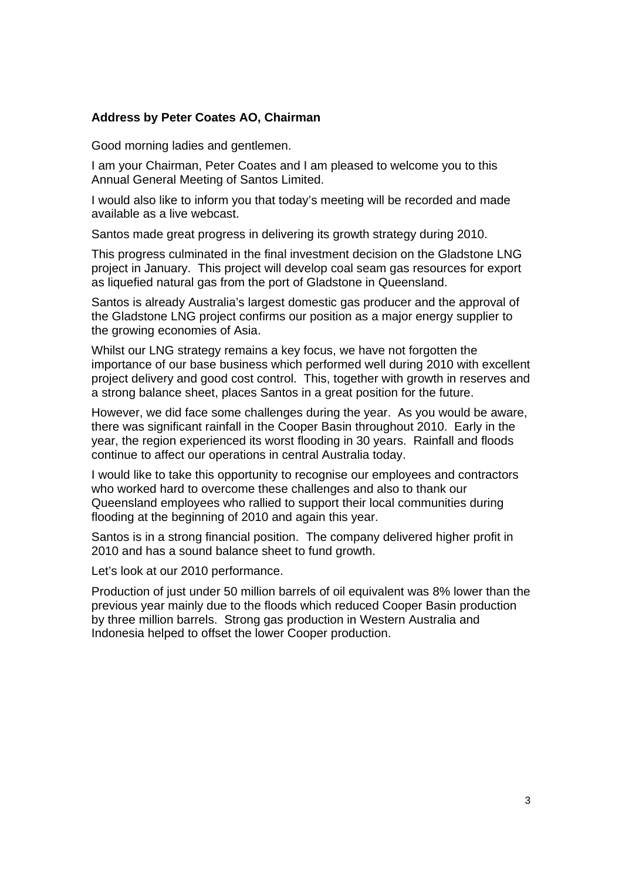**Address by Peter Coates AO, Chairman**

Good morning ladies and gentlemen.

I am your Chairman, Peter Coates and I am pleased to welcome you to this Annual General Meeting of Santos Limited.

I would also like to inform you that today's meeting will be recorded and made available as a live webcast.

Santos made great progress in delivering its growth strategy during 2010.

This progress culminated in the final investment decision on the Gladstone LNG project in January. This project will develop coal seam gas resources for export as liquefied natural gas from the port of Gladstone in Queensland.

Santos is already Australia's largest domestic gas producer and the approval of the Gladstone LNG project confirms our position as a major energy supplier to the growing economies of Asia.

Whilst our LNG strategy remains a key focus, we have not forgotten the importance of our base business which performed well during 2010 with excellent project delivery and good cost control. This, together with growth in reserves and a strong balance sheet, places Santos in a great position for the future.

However, we did face some challenges during the year. As you would be aware, there was significant rainfall in the Cooper Basin throughout 2010. Early in the year, the region experienced its worst flooding in 30 years. Rainfall and floods continue to affect our operations in central Australia today.

I would like to take this opportunity to recognise our employees and contractors who worked hard to overcome these challenges and also to thank our Queensland employees who rallied to support their local communities during flooding at the beginning of 2010 and again this year.

Santos is in a strong financial position. The company delivered higher profit in 2010 and has a sound balance sheet to fund growth.

Let's look at our 2010 performance.

Production of just under 50 million barrels of oil equivalent was 8% lower than the previous year mainly due to the floods which reduced Cooper Basin production by three million barrels. Strong gas production in Western Australia and Indonesia helped to offset the lower Cooper production.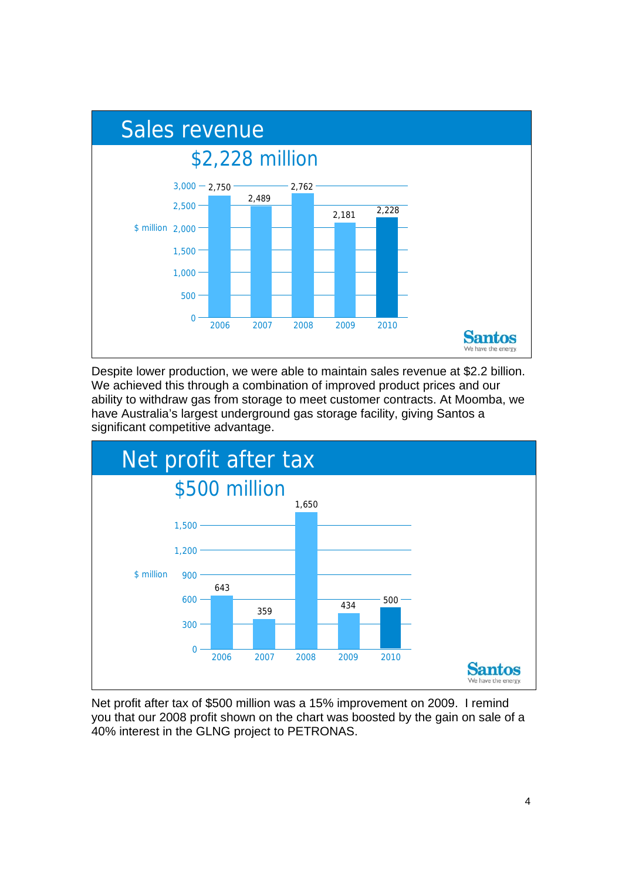## Sales revenue

### $2,228 million

| $ million | 2006 | 2007 | 2008 | 2009 | 2010 |
|---|---|---|---|---|---|
| Sales revenue | 2,750 | 2,489 | 2,762 | 2,181 | 2,228 |

Despite lower production, we were able to maintain sales revenue at $2.2 billion. We achieved this through a combination of improved product prices and our ability to withdraw gas from storage to meet customer contracts. At Moomba, we have Australia's largest underground gas storage facility, giving Santos a significant competitive advantage.

## Net profit after tax

### $500 million

| $ million | 2006 | 2007 | 2008 | 2009 | 2010 |
|---|---|---|---|---|---|
| Net profit after tax | 643 | 359 | 1,650 | 434 | 500 |

Net profit after tax of $500 million was a 15% improvement on 2009. I remind you that our 2008 profit shown on the chart was boosted by the gain on sale of a 40% interest in the GLNG project to PETRONAS.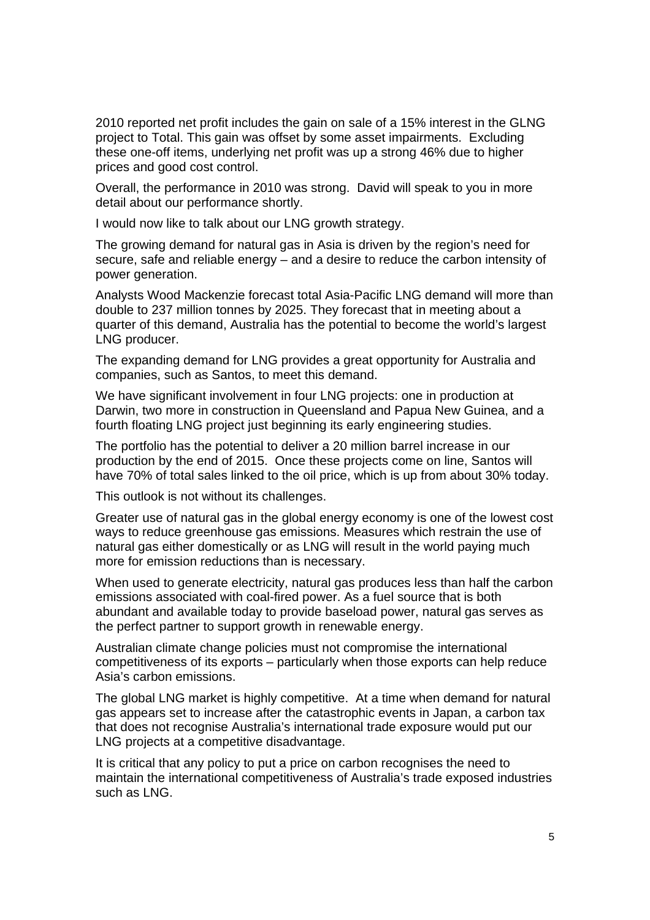2010 reported net profit includes the gain on sale of a 15% interest in the GLNG project to Total. This gain was offset by some asset impairments. Excluding these one-off items, underlying net profit was up a strong 46% due to higher prices and good cost control.

Overall, the performance in 2010 was strong. David will speak to you in more detail about our performance shortly.

I would now like to talk about our LNG growth strategy.

The growing demand for natural gas in Asia is driven by the region's need for secure, safe and reliable energy – and a desire to reduce the carbon intensity of power generation.

Analysts Wood Mackenzie forecast total Asia-Pacific LNG demand will more than double to 237 million tonnes by 2025. They forecast that in meeting about a quarter of this demand, Australia has the potential to become the world's largest LNG producer.

The expanding demand for LNG provides a great opportunity for Australia and companies, such as Santos, to meet this demand.

We have significant involvement in four LNG projects: one in production at Darwin, two more in construction in Queensland and Papua New Guinea, and a fourth floating LNG project just beginning its early engineering studies.

The portfolio has the potential to deliver a 20 million barrel increase in our production by the end of 2015. Once these projects come on line, Santos will have 70% of total sales linked to the oil price, which is up from about 30% today.

This outlook is not without its challenges.

Greater use of natural gas in the global energy economy is one of the lowest cost ways to reduce greenhouse gas emissions. Measures which restrain the use of natural gas either domestically or as LNG will result in the world paying much more for emission reductions than is necessary.

When used to generate electricity, natural gas produces less than half the carbon emissions associated with coal-fired power. As a fuel source that is both abundant and available today to provide baseload power, natural gas serves as the perfect partner to support growth in renewable energy.

Australian climate change policies must not compromise the international competitiveness of its exports – particularly when those exports can help reduce Asia's carbon emissions.

The global LNG market is highly competitive. At a time when demand for natural gas appears set to increase after the catastrophic events in Japan, a carbon tax that does not recognise Australia's international trade exposure would put our LNG projects at a competitive disadvantage.

It is critical that any policy to put a price on carbon recognises the need to maintain the international competitiveness of Australia's trade exposed industries such as LNG.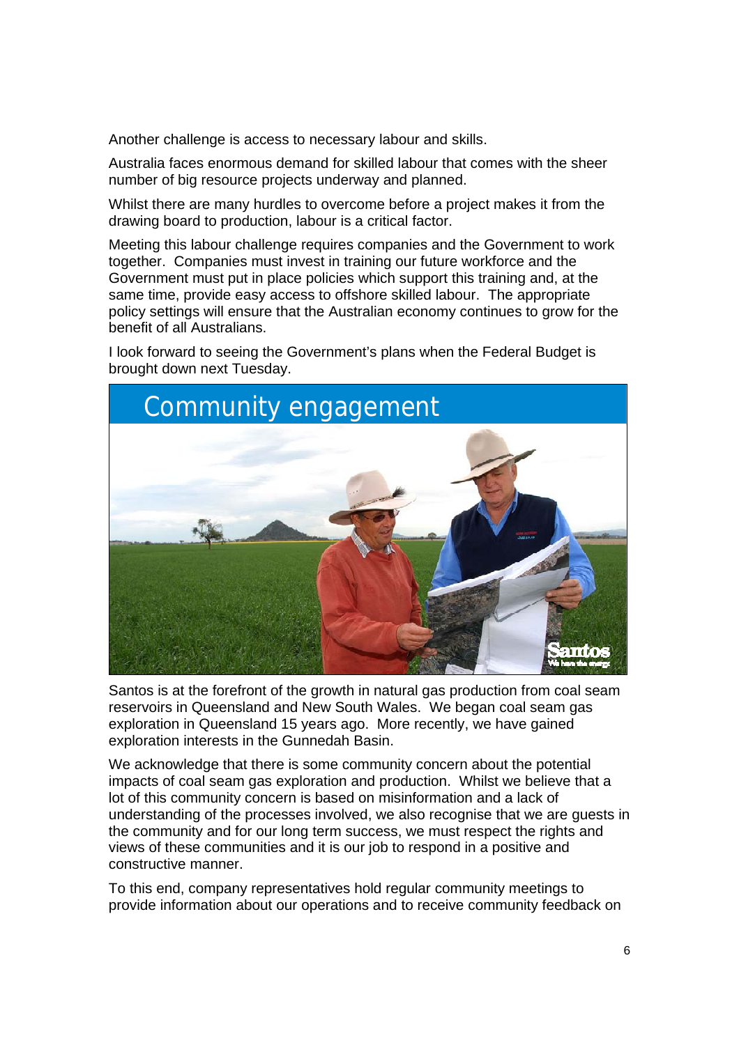Another challenge is access to necessary labour and skills.

Australia faces enormous demand for skilled labour that comes with the sheer number of big resource projects underway and planned.

Whilst there are many hurdles to overcome before a project makes it from the drawing board to production, labour is a critical factor.

Meeting this labour challenge requires companies and the Government to work together. Companies must invest in training our future workforce and the Government must put in place policies which support this training and, at the same time, provide easy access to offshore skilled labour. The appropriate policy settings will ensure that the Australian economy continues to grow for the benefit of all Australians.

I look forward to seeing the Government's plans when the Federal Budget is brought down next Tuesday.

## Community engagement

Santos is at the forefront of the growth in natural gas production from coal seam reservoirs in Queensland and New South Wales. We began coal seam gas exploration in Queensland 15 years ago. More recently, we have gained exploration interests in the Gunnedah Basin.

We acknowledge that there is some community concern about the potential impacts of coal seam gas exploration and production. Whilst we believe that a lot of this community concern is based on misinformation and a lack of understanding of the processes involved, we also recognise that we are guests in the community and for our long term success, we must respect the rights and views of these communities and it is our job to respond in a positive and constructive manner.

To this end, company representatives hold regular community meetings to provide information about our operations and to receive community feedback on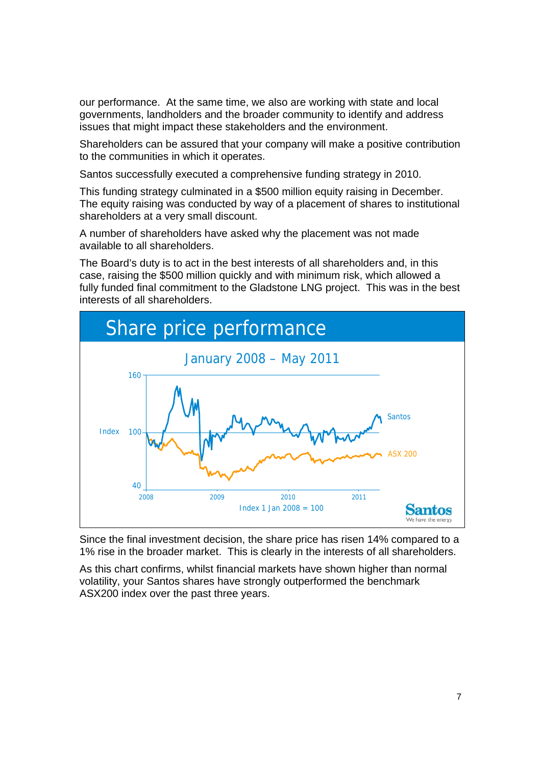our performance. At the same time, we also are working with state and local governments, landholders and the broader community to identify and address issues that might impact these stakeholders and the environment.

Shareholders can be assured that your company will make a positive contribution to the communities in which it operates.

Santos successfully executed a comprehensive funding strategy in 2010.

This funding strategy culminated in a $500 million equity raising in December. The equity raising was conducted by way of a placement of shares to institutional shareholders at a very small discount.

A number of shareholders have asked why the placement was not made available to all shareholders.

The Board's duty is to act in the best interests of all shareholders and, in this case, raising the $500 million quickly and with minimum risk, which allowed a fully funded final commitment to the Gladstone LNG project. This was in the best interests of all shareholders.

## Share price performance

January 2008 – May 2011

Index 1 Jan 2008 = 100

Since the final investment decision, the share price has risen 14% compared to a 1% rise in the broader market. This is clearly in the interests of all shareholders.

As this chart confirms, whilst financial markets have shown higher than normal volatility, your Santos shares have strongly outperformed the benchmark ASX200 index over the past three years.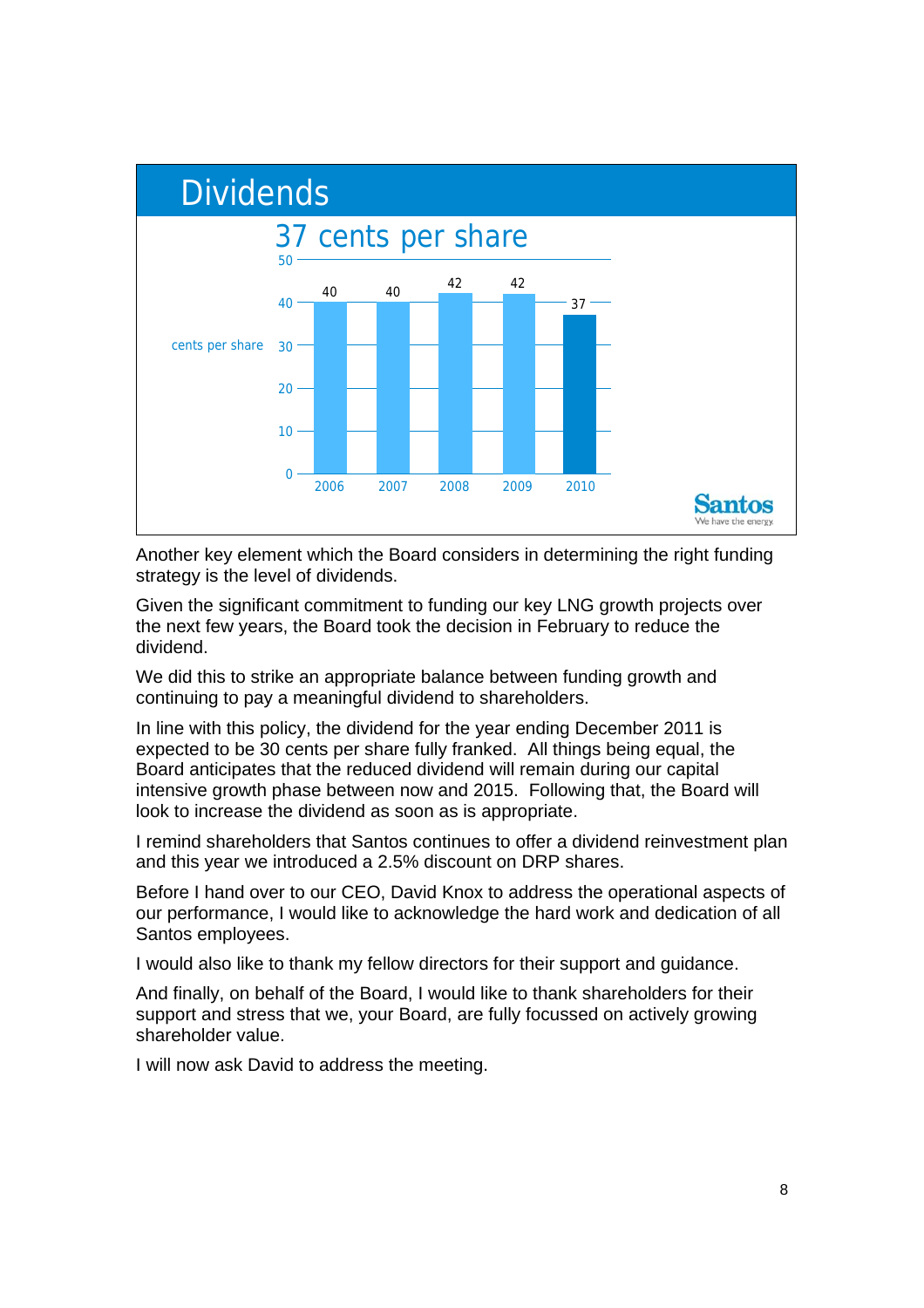## Dividends

### 37 cents per share

| Year | cents per share |
|---|---|
| 2006 | 40 |
| 2007 | 40 |
| 2008 | 42 |
| 2009 | 42 |
| 2010 | 37 |

Santos
We have the energy

Another key element which the Board considers in determining the right funding strategy is the level of dividends.

Given the significant commitment to funding our key LNG growth projects over the next few years, the Board took the decision in February to reduce the dividend.

We did this to strike an appropriate balance between funding growth and continuing to pay a meaningful dividend to shareholders.

In line with this policy, the dividend for the year ending December 2011 is expected to be 30 cents per share fully franked. All things being equal, the Board anticipates that the reduced dividend will remain during our capital intensive growth phase between now and 2015. Following that, the Board will look to increase the dividend as soon as is appropriate.

I remind shareholders that Santos continues to offer a dividend reinvestment plan and this year we introduced a 2.5% discount on DRP shares.

Before I hand over to our CEO, David Knox to address the operational aspects of our performance, I would like to acknowledge the hard work and dedication of all Santos employees.

I would also like to thank my fellow directors for their support and guidance.

And finally, on behalf of the Board, I would like to thank shareholders for their support and stress that we, your Board, are fully focussed on actively growing shareholder value.

I will now ask David to address the meeting.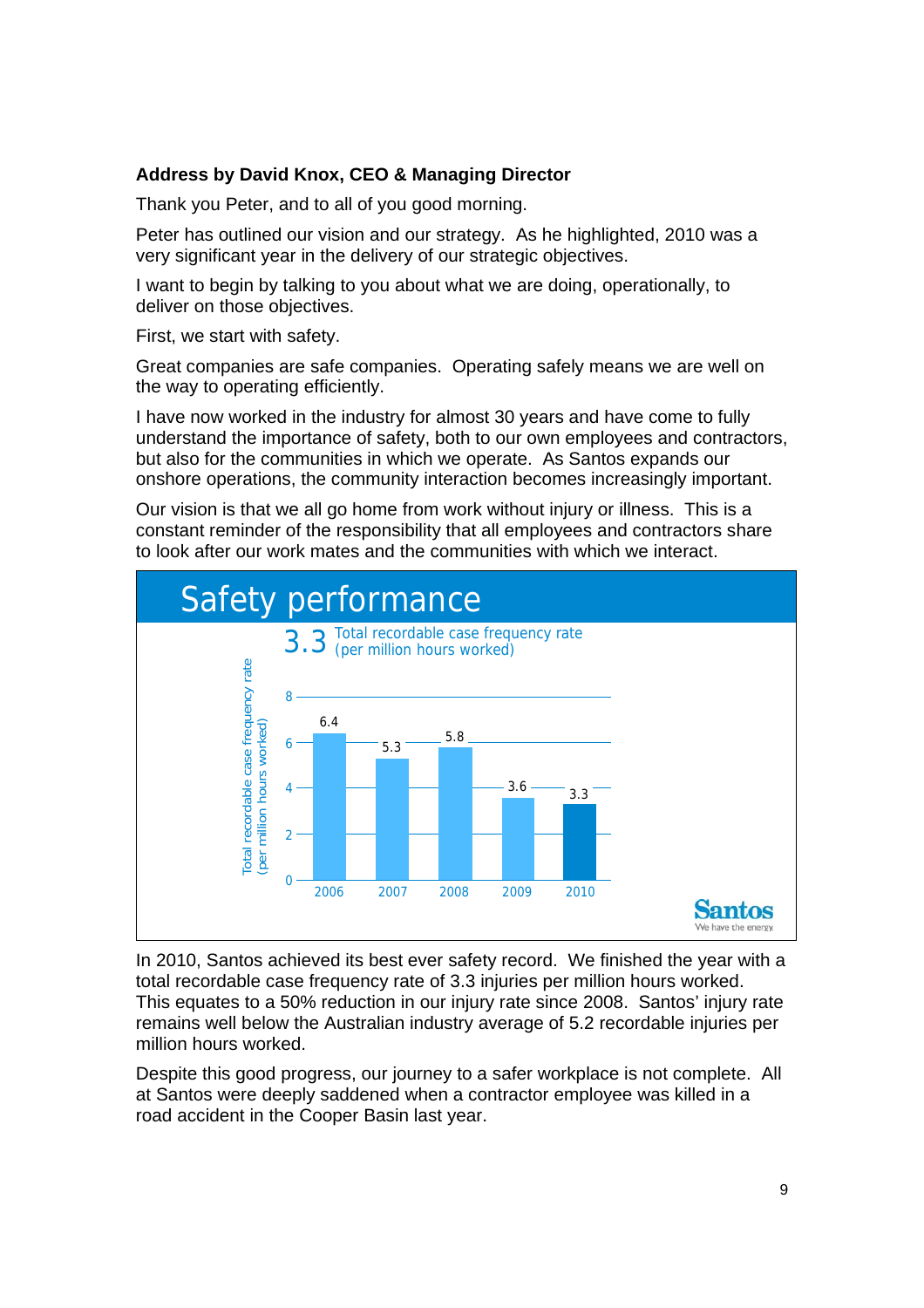**Address by David Knox, CEO & Managing Director**

Thank you Peter, and to all of you good morning.

Peter has outlined our vision and our strategy. As he highlighted, 2010 was a very significant year in the delivery of our strategic objectives.

I want to begin by talking to you about what we are doing, operationally, to deliver on those objectives.

First, we start with safety.

Great companies are safe companies. Operating safely means we are well on the way to operating efficiently.

I have now worked in the industry for almost 30 years and have come to fully understand the importance of safety, both to our own employees and contractors, but also for the communities in which we operate. As Santos expands our onshore operations, the community interaction becomes increasingly important.

Our vision is that we all go home from work without injury or illness. This is a constant reminder of the responsibility that all employees and contractors share to look after our work mates and the communities with which we interact.

## Safety performance

3.3 Total recordable case frequency rate (per million hours worked)

| Year | Total recordable case frequency rate (per million hours worked) |
|---|---|
| 2006 | 6.4 |
| 2007 | 5.3 |
| 2008 | 5.8 |
| 2009 | 3.6 |
| 2010 | 3.3 |

Santos — We have the energy.

In 2010, Santos achieved its best ever safety record. We finished the year with a total recordable case frequency rate of 3.3 injuries per million hours worked. This equates to a 50% reduction in our injury rate since 2008. Santos' injury rate remains well below the Australian industry average of 5.2 recordable injuries per million hours worked.

Despite this good progress, our journey to a safer workplace is not complete. All at Santos were deeply saddened when a contractor employee was killed in a road accident in the Cooper Basin last year.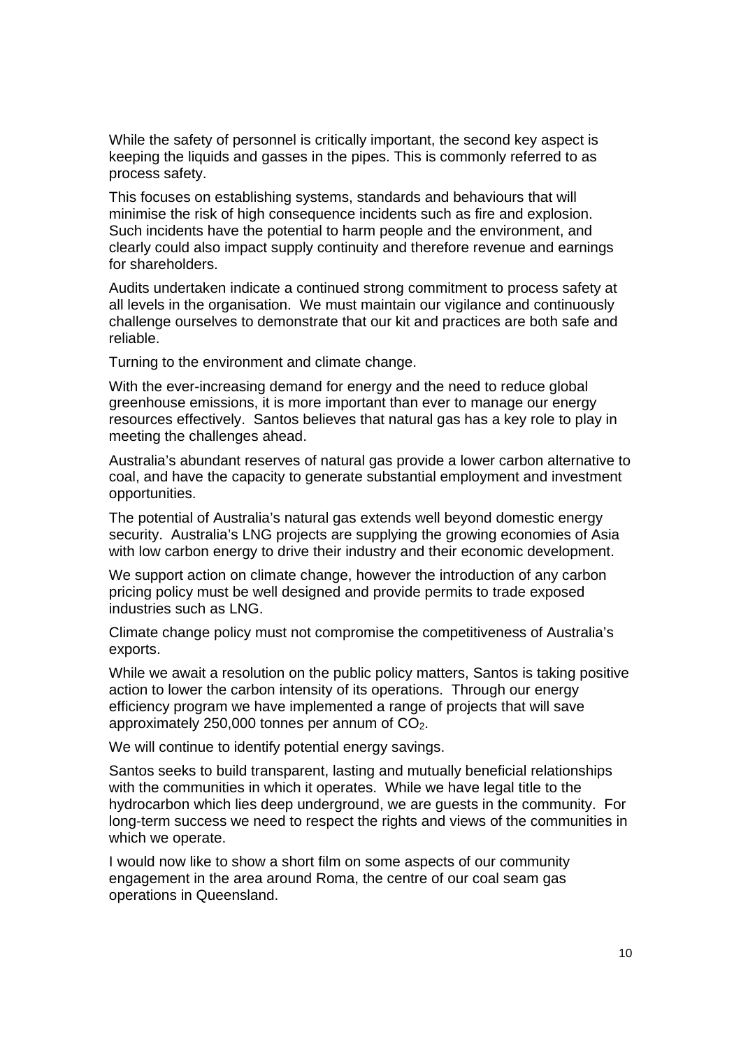While the safety of personnel is critically important, the second key aspect is keeping the liquids and gasses in the pipes. This is commonly referred to as process safety.

This focuses on establishing systems, standards and behaviours that will minimise the risk of high consequence incidents such as fire and explosion. Such incidents have the potential to harm people and the environment, and clearly could also impact supply continuity and therefore revenue and earnings for shareholders.

Audits undertaken indicate a continued strong commitment to process safety at all levels in the organisation. We must maintain our vigilance and continuously challenge ourselves to demonstrate that our kit and practices are both safe and reliable.

Turning to the environment and climate change.

With the ever-increasing demand for energy and the need to reduce global greenhouse emissions, it is more important than ever to manage our energy resources effectively. Santos believes that natural gas has a key role to play in meeting the challenges ahead.

Australia's abundant reserves of natural gas provide a lower carbon alternative to coal, and have the capacity to generate substantial employment and investment opportunities.

The potential of Australia's natural gas extends well beyond domestic energy security. Australia's LNG projects are supplying the growing economies of Asia with low carbon energy to drive their industry and their economic development.

We support action on climate change, however the introduction of any carbon pricing policy must be well designed and provide permits to trade exposed industries such as LNG.

Climate change policy must not compromise the competitiveness of Australia's exports.

While we await a resolution on the public policy matters, Santos is taking positive action to lower the carbon intensity of its operations. Through our energy efficiency program we have implemented a range of projects that will save approximately 250,000 tonnes per annum of $CO_2$.

We will continue to identify potential energy savings.

Santos seeks to build transparent, lasting and mutually beneficial relationships with the communities in which it operates. While we have legal title to the hydrocarbon which lies deep underground, we are guests in the community. For long-term success we need to respect the rights and views of the communities in which we operate.

I would now like to show a short film on some aspects of our community engagement in the area around Roma, the centre of our coal seam gas operations in Queensland.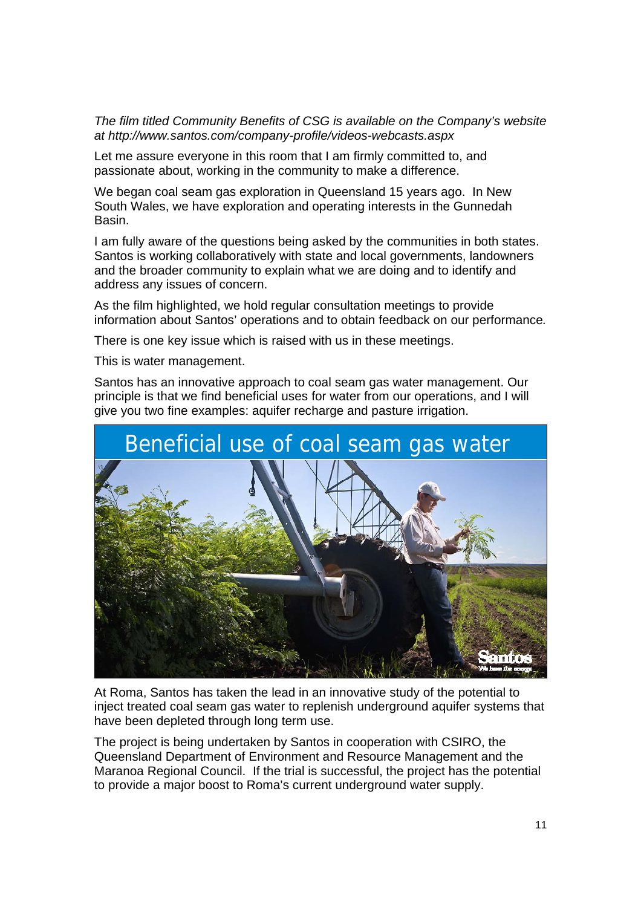*The film titled Community Benefits of CSG is available on the Company's website at http://www.santos.com/company-profile/videos-webcasts.aspx*

Let me assure everyone in this room that I am firmly committed to, and passionate about, working in the community to make a difference.

We began coal seam gas exploration in Queensland 15 years ago. In New South Wales, we have exploration and operating interests in the Gunnedah Basin.

I am fully aware of the questions being asked by the communities in both states. Santos is working collaboratively with state and local governments, landowners and the broader community to explain what we are doing and to identify and address any issues of concern.

As the film highlighted, we hold regular consultation meetings to provide information about Santos' operations and to obtain feedback on our performance.

There is one key issue which is raised with us in these meetings.

This is water management.

Santos has an innovative approach to coal seam gas water management. Our principle is that we find beneficial uses for water from our operations, and I will give you two fine examples: aquifer recharge and pasture irrigation.

Beneficial use of coal seam gas water

At Roma, Santos has taken the lead in an innovative study of the potential to inject treated coal seam gas water to replenish underground aquifer systems that have been depleted through long term use.

The project is being undertaken by Santos in cooperation with CSIRO, the Queensland Department of Environment and Resource Management and the Maranoa Regional Council. If the trial is successful, the project has the potential to provide a major boost to Roma's current underground water supply.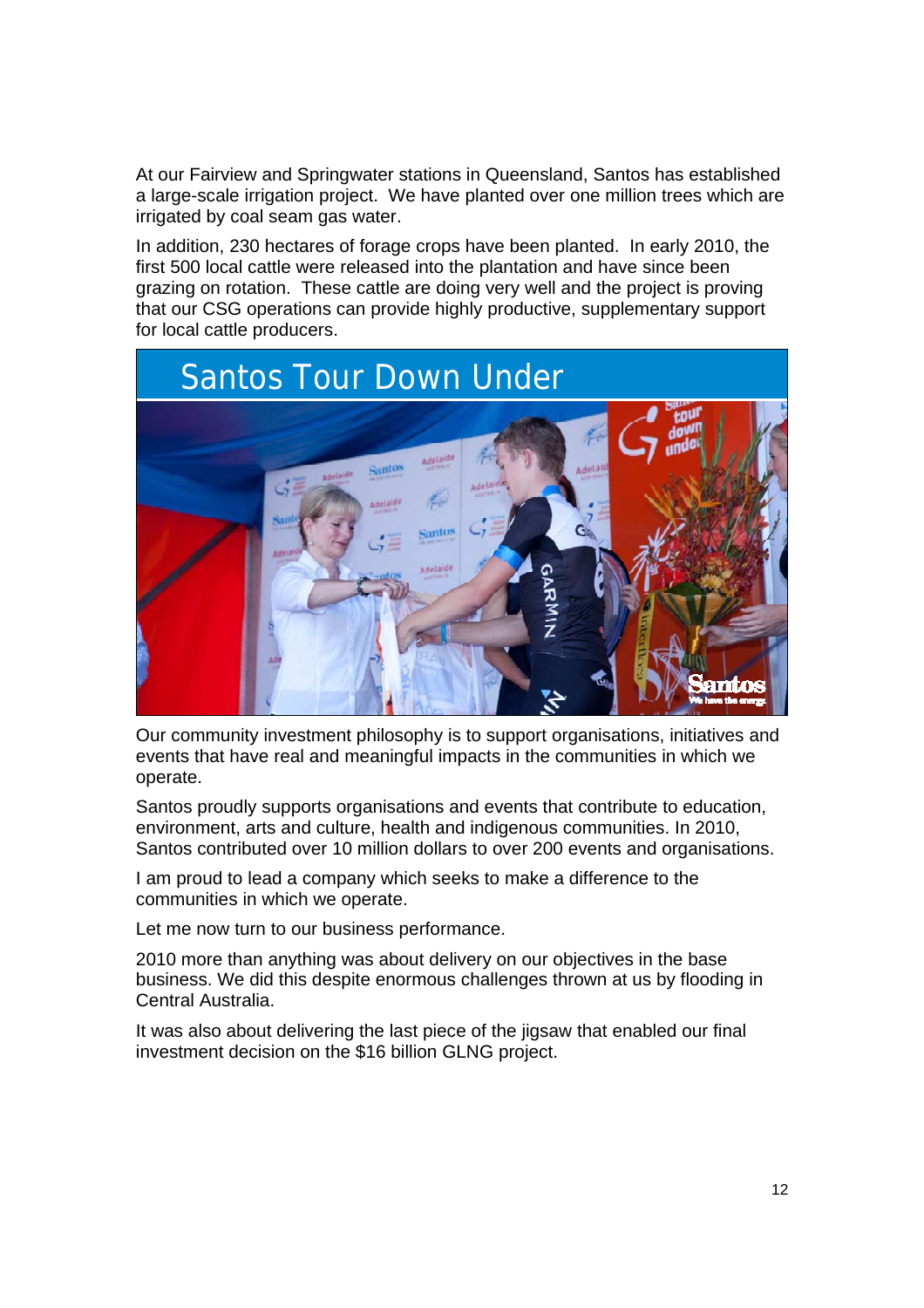At our Fairview and Springwater stations in Queensland, Santos has established a large-scale irrigation project. We have planted over one million trees which are irrigated by coal seam gas water.

In addition, 230 hectares of forage crops have been planted. In early 2010, the first 500 local cattle were released into the plantation and have since been grazing on rotation. These cattle are doing very well and the project is proving that our CSG operations can provide highly productive, supplementary support for local cattle producers.

Santos Tour Down Under

Our community investment philosophy is to support organisations, initiatives and events that have real and meaningful impacts in the communities in which we operate.

Santos proudly supports organisations and events that contribute to education, environment, arts and culture, health and indigenous communities. In 2010, Santos contributed over 10 million dollars to over 200 events and organisations.

I am proud to lead a company which seeks to make a difference to the communities in which we operate.

Let me now turn to our business performance.

2010 more than anything was about delivery on our objectives in the base business. We did this despite enormous challenges thrown at us by flooding in Central Australia.

It was also about delivering the last piece of the jigsaw that enabled our final investment decision on the $16 billion GLNG project.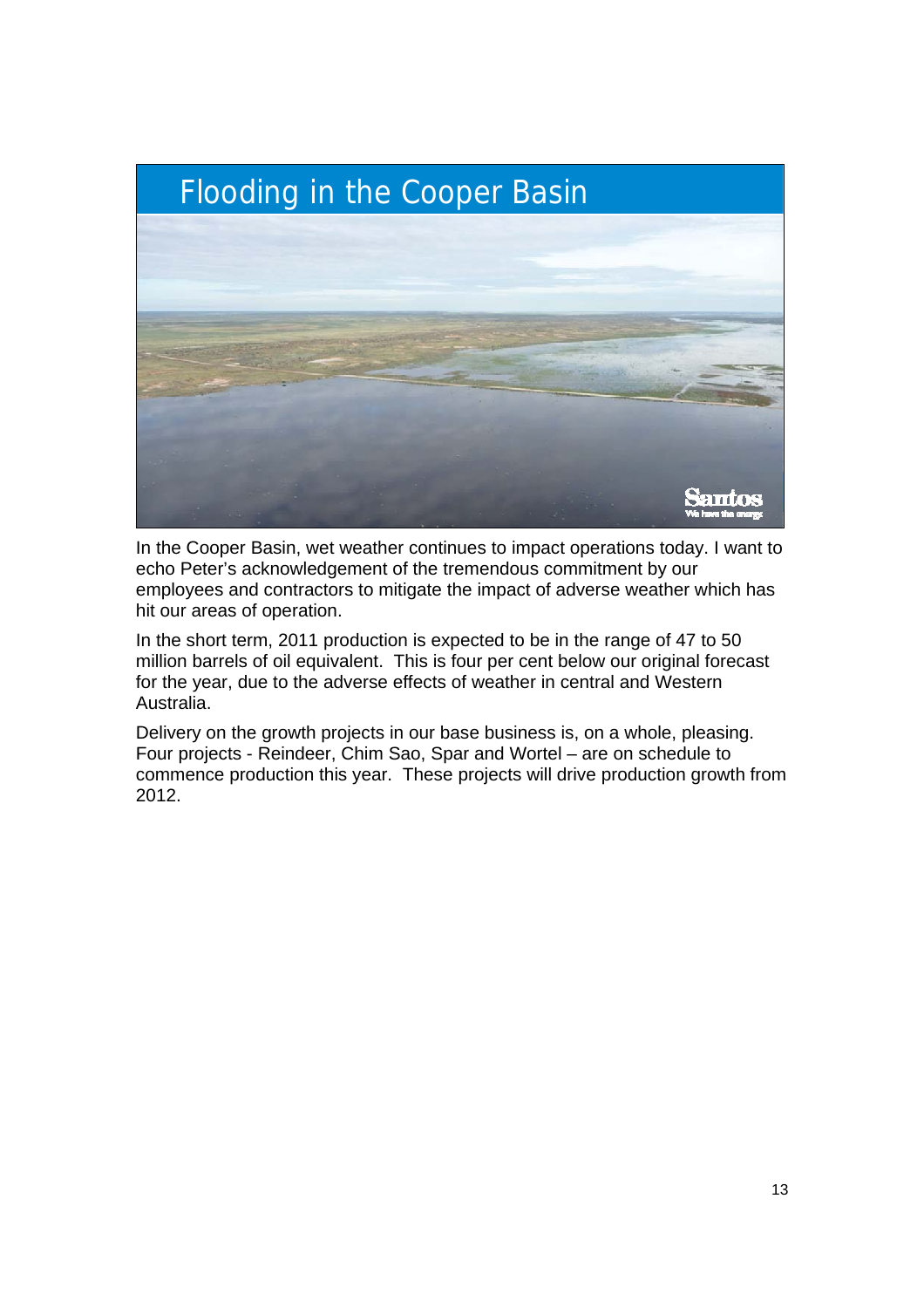## Flooding in the Cooper Basin

In the Cooper Basin, wet weather continues to impact operations today. I want to echo Peter's acknowledgement of the tremendous commitment by our employees and contractors to mitigate the impact of adverse weather which has hit our areas of operation.

In the short term, 2011 production is expected to be in the range of 47 to 50 million barrels of oil equivalent. This is four per cent below our original forecast for the year, due to the adverse effects of weather in central and Western Australia.

Delivery on the growth projects in our base business is, on a whole, pleasing. Four projects - Reindeer, Chim Sao, Spar and Wortel – are on schedule to commence production this year. These projects will drive production growth from 2012.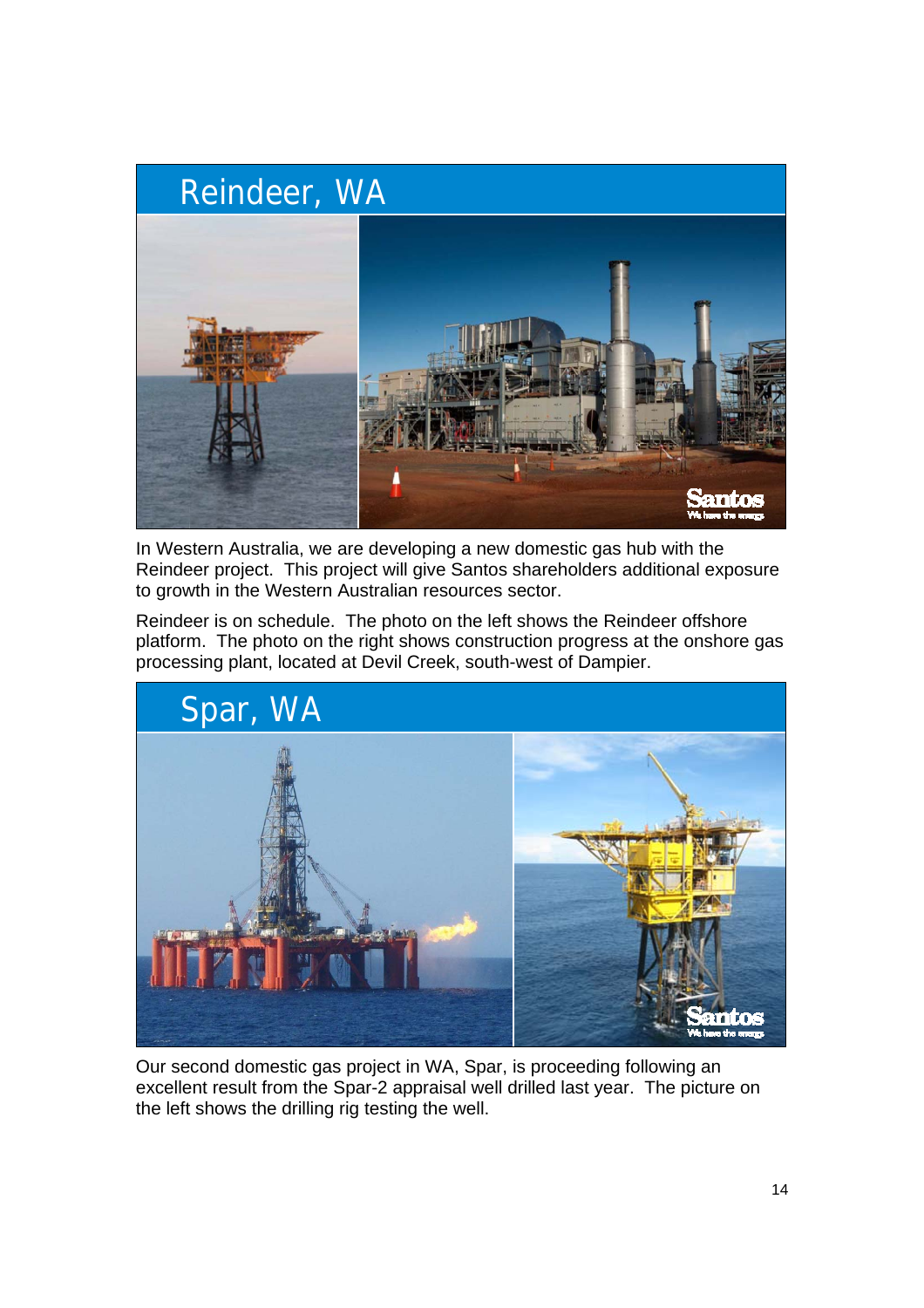## Reindeer, WA

In Western Australia, we are developing a new domestic gas hub with the Reindeer project. This project will give Santos shareholders additional exposure to growth in the Western Australian resources sector.

Reindeer is on schedule. The photo on the left shows the Reindeer offshore platform. The photo on the right shows construction progress at the onshore gas processing plant, located at Devil Creek, south-west of Dampier.

## Spar, WA

Our second domestic gas project in WA, Spar, is proceeding following an excellent result from the Spar-2 appraisal well drilled last year. The picture on the left shows the drilling rig testing the well.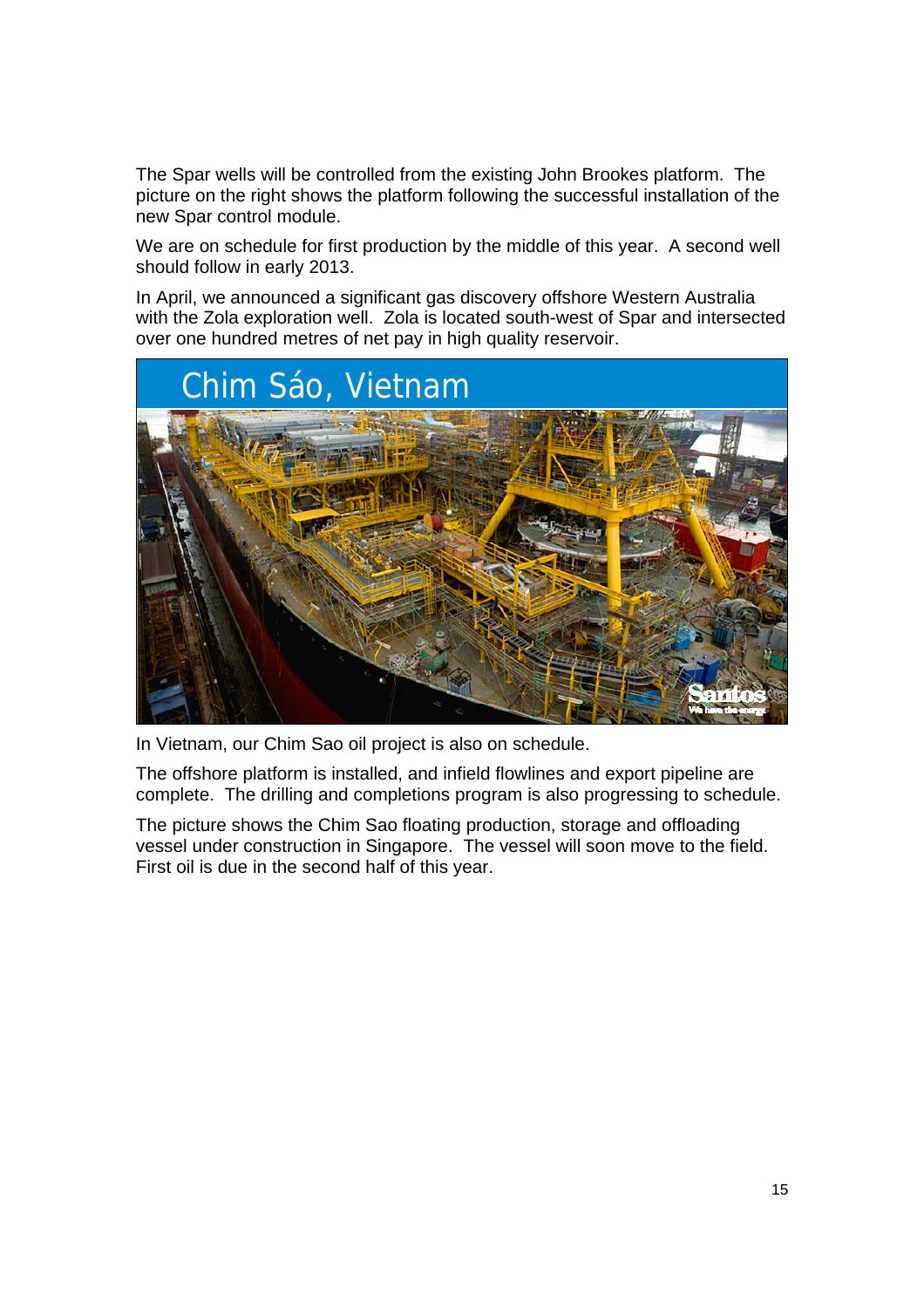The Spar wells will be controlled from the existing John Brookes platform. The picture on the right shows the platform following the successful installation of the new Spar control module.

We are on schedule for first production by the middle of this year. A second well should follow in early 2013.

In April, we announced a significant gas discovery offshore Western Australia with the Zola exploration well. Zola is located south-west of Spar and intersected over one hundred metres of net pay in high quality reservoir.

Chim Sáo, Vietnam

In Vietnam, our Chim Sao oil project is also on schedule.

The offshore platform is installed, and infield flowlines and export pipeline are complete. The drilling and completions program is also progressing to schedule.

The picture shows the Chim Sao floating production, storage and offloading vessel under construction in Singapore. The vessel will soon move to the field. First oil is due in the second half of this year.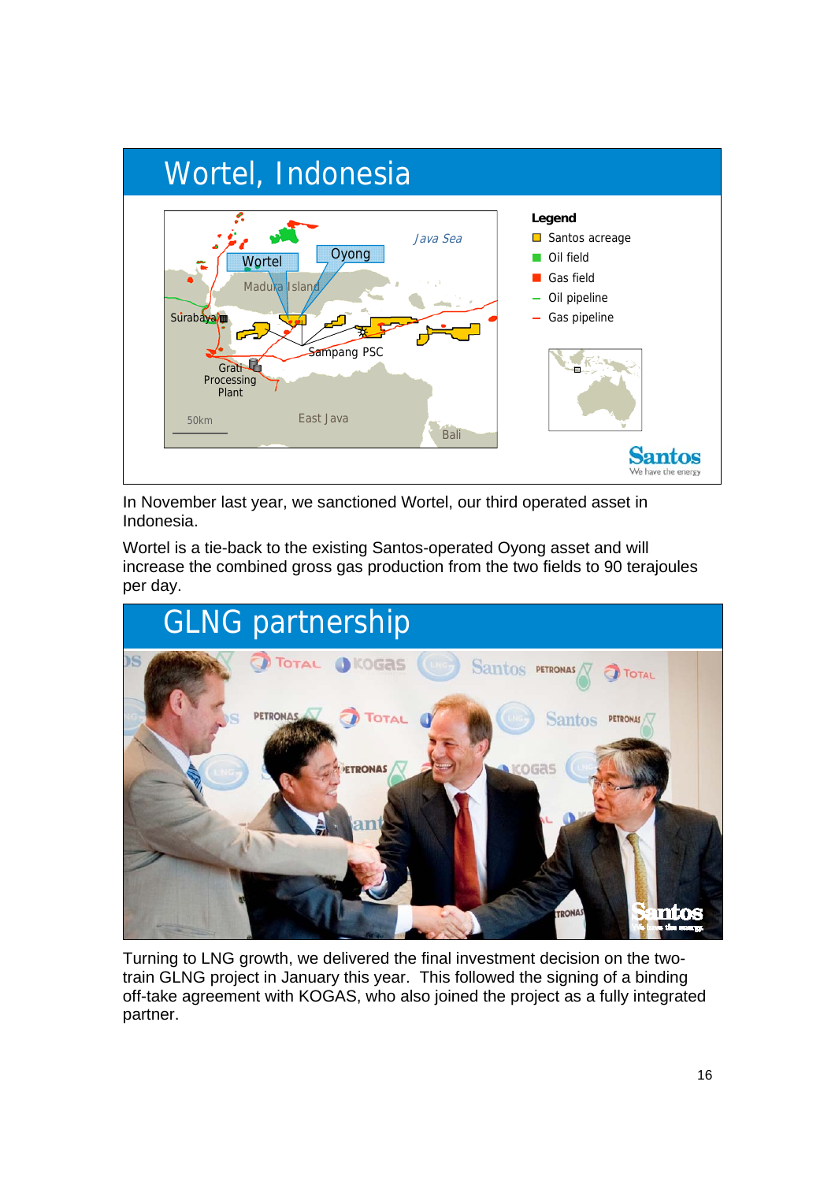## Wortel, Indonesia

Legend
- Santos acreage
- Oil field
- Gas field
- Oil pipeline
- Gas pipeline

Java Sea, Wortel, Oyong, Madura Island, Surabaya, Sampang PSC, Grati Processing Plant, East Java, Bali, 50km

Santos — We have the energy

In November last year, we sanctioned Wortel, our third operated asset in Indonesia.

Wortel is a tie-back to the existing Santos-operated Oyong asset and will increase the combined gross gas production from the two fields to 90 terajoules per day.

## GLNG partnership

Turning to LNG growth, we delivered the final investment decision on the two-train GLNG project in January this year. This followed the signing of a binding off-take agreement with KOGAS, who also joined the project as a fully integrated partner.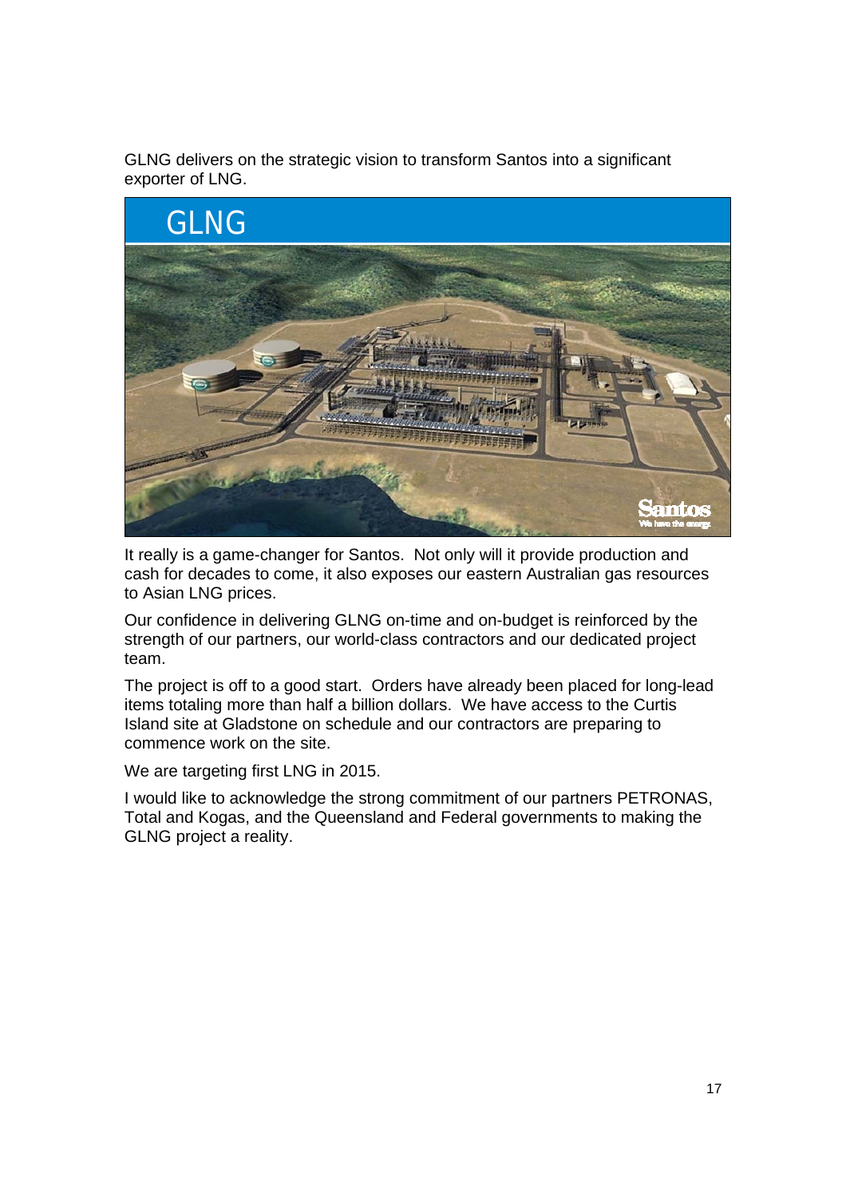GLNG delivers on the strategic vision to transform Santos into a significant exporter of LNG.

It really is a game-changer for Santos. Not only will it provide production and cash for decades to come, it also exposes our eastern Australian gas resources to Asian LNG prices.

Our confidence in delivering GLNG on-time and on-budget is reinforced by the strength of our partners, our world-class contractors and our dedicated project team.

The project is off to a good start. Orders have already been placed for long-lead items totaling more than half a billion dollars. We have access to the Curtis Island site at Gladstone on schedule and our contractors are preparing to commence work on the site.

We are targeting first LNG in 2015.

I would like to acknowledge the strong commitment of our partners PETRONAS, Total and Kogas, and the Queensland and Federal governments to making the GLNG project a reality.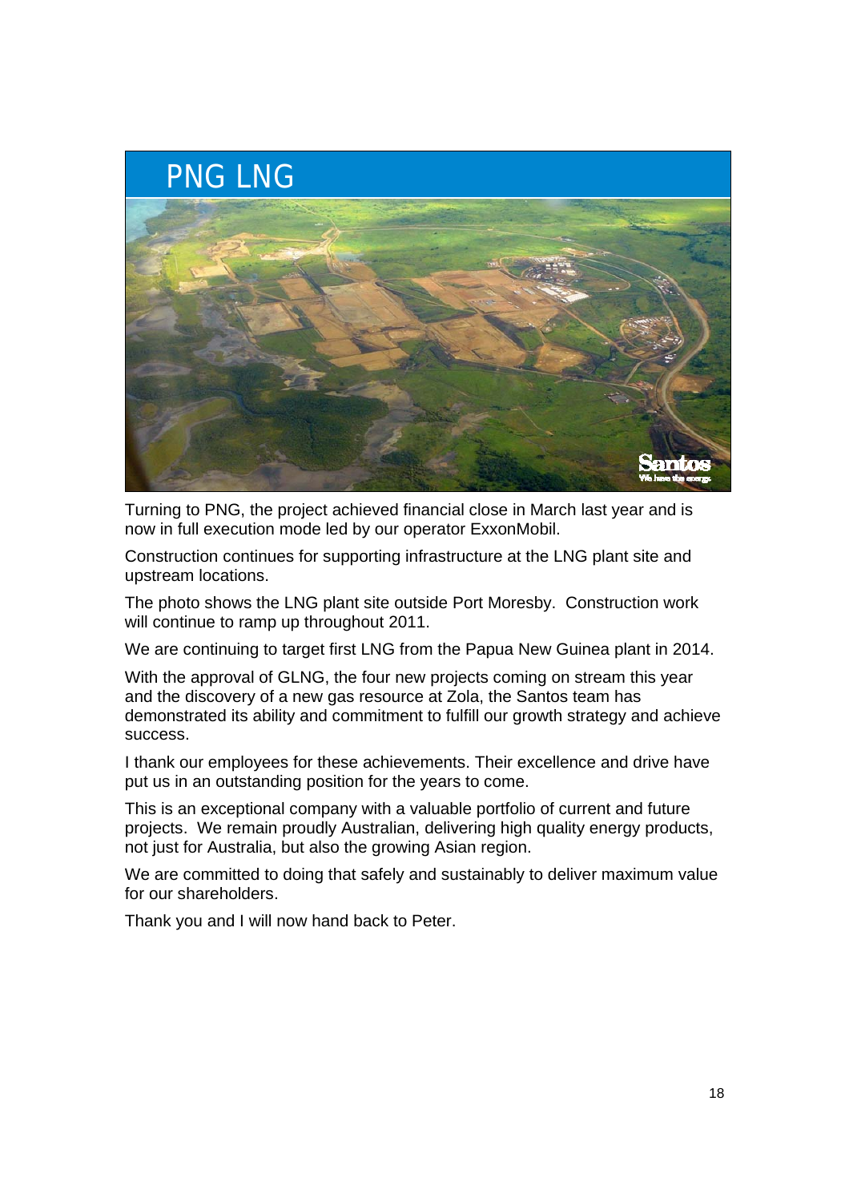## PNG LNG

Turning to PNG, the project achieved financial close in March last year and is now in full execution mode led by our operator ExxonMobil.

Construction continues for supporting infrastructure at the LNG plant site and upstream locations.

The photo shows the LNG plant site outside Port Moresby. Construction work will continue to ramp up throughout 2011.

We are continuing to target first LNG from the Papua New Guinea plant in 2014.

With the approval of GLNG, the four new projects coming on stream this year and the discovery of a new gas resource at Zola, the Santos team has demonstrated its ability and commitment to fulfill our growth strategy and achieve success.

I thank our employees for these achievements. Their excellence and drive have put us in an outstanding position for the years to come.

This is an exceptional company with a valuable portfolio of current and future projects. We remain proudly Australian, delivering high quality energy products, not just for Australia, but also the growing Asian region.

We are committed to doing that safely and sustainably to deliver maximum value for our shareholders.

Thank you and I will now hand back to Peter.